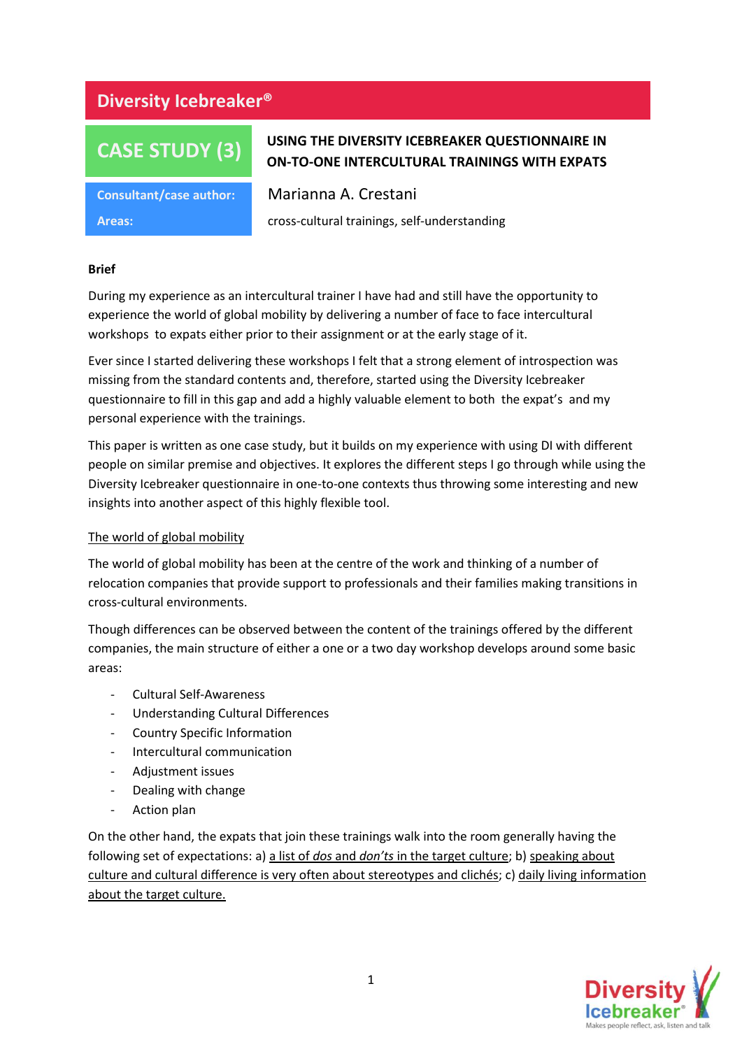# Diversity Icebreaker®

## CASE STUDY (3)

**USING THE DIVERSITY ICEBREAKER QUESTIONNAIRE IN ON-TO-ONE INTERCULTURAL TRAININGS WITH EXPATS**

**Consultant/case author:** Marianna A. Crestani

**Areas:** cross-cultural trainings, self-understanding

**Brief**

During my experience as an intercultural trainer I have had and still have the opportunity to experience the world of global mobility by delivering a number of face to face intercultural workshops to expats either prior to their assignment or at the early stage of it.

Ever since I started delivering these workshops I felt that a strong element of introspection was missing from the standard contents and, therefore, started using the Diversity Icebreaker questionnaire to fill in this gap and add a highly valuable element to both the expat's and my personal experience with the trainings.

This paper is written as one case study, but it builds on my experience with using DI with different people on similar premise and objectives. It explores the different steps I go through while using the Diversity Icebreaker questionnaire in one-to-one contexts thus throwing some interesting and new insights into another aspect of this highly flexible tool.

<u>The world of global mobility</u>

The world of global mobility has been at the centre of the work and thinking of a number of relocation companies that provide support to professionals and their families making transitions in cross-cultural environments.

Though differences can be observed between the content of the trainings offered by the different companies, the main structure of either a one or a two day workshop develops around some basic areas:

- Cultural Self-Awareness
- Understanding Cultural Differences
- Country Specific Information
- Intercultural communication
- Adjustment issues
- Dealing with change
- Action plan

On the other hand, the expats that join these trainings walk into the room generally having the following set of expectations: a) <u>a list of *dos* and *don'ts* in the target culture</u>; b) <u>speaking about culture and cultural difference is very often about stereotypes and clichés</u>; c) <u>daily living information about the target culture.</u>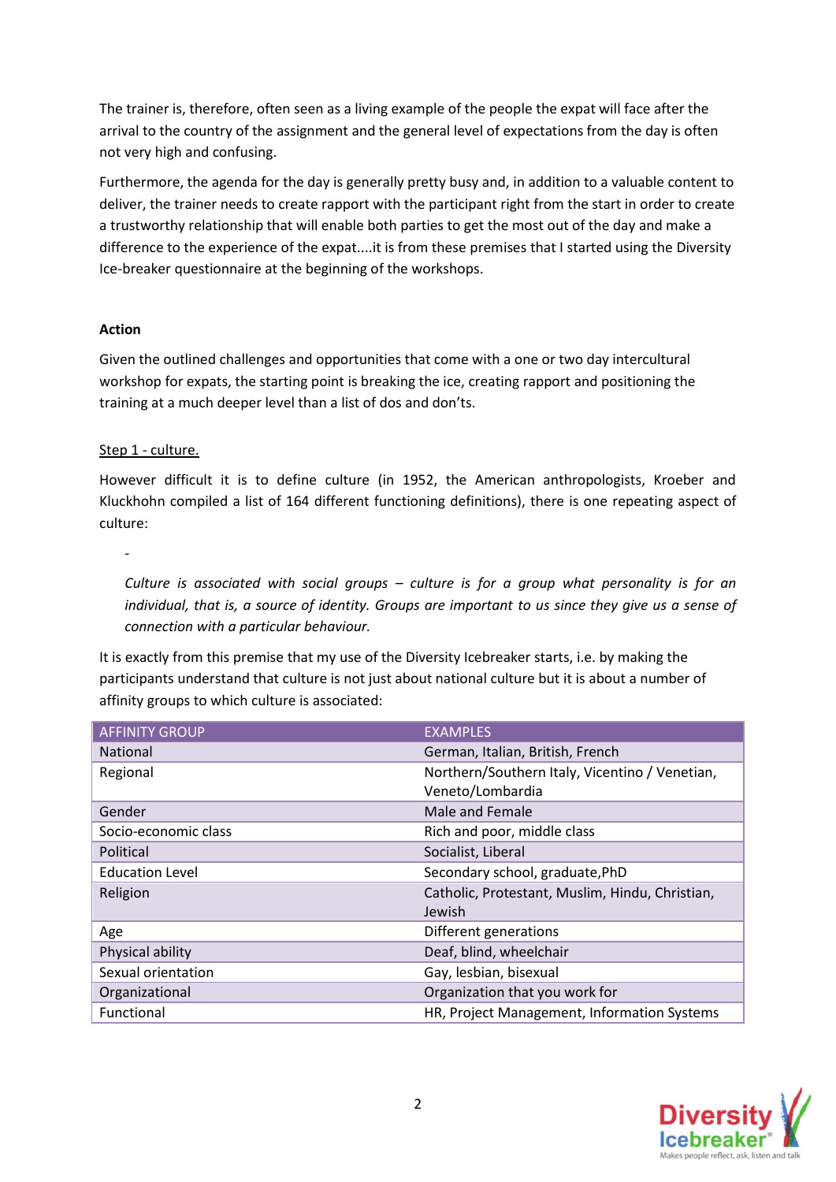The trainer is, therefore, often seen as a living example of the people the expat will face after the arrival to the country of the assignment and the general level of expectations from the day is often not very high and confusing.

Furthermore, the agenda for the day is generally pretty busy and, in addition to a valuable content to deliver, the trainer needs to create rapport with the participant right from the start in order to create a trustworthy relationship that will enable both parties to get the most out of the day and make a difference to the experience of the expat....it is from these premises that I started using the Diversity Ice-breaker questionnaire at the beginning of the workshops.

**Action**

Given the outlined challenges and opportunities that come with a one or two day intercultural workshop for expats, the starting point is breaking the ice, creating rapport and positioning the training at a much deeper level than a list of dos and don'ts.

<u>Step 1 - culture.</u>

However difficult it is to define culture (in 1952, the American anthropologists, Kroeber and Kluckhohn compiled a list of 164 different functioning definitions), there is one repeating aspect of culture:

-

*Culture is associated with social groups – culture is for a group what personality is for an individual, that is, a source of identity. Groups are important to us since they give us a sense of connection with a particular behaviour.*

It is exactly from this premise that my use of the Diversity Icebreaker starts, i.e. by making the participants understand that culture is not just about national culture but it is about a number of affinity groups to which culture is associated:

| AFFINITY GROUP | EXAMPLES |
|---|---|
| National | German, Italian, British, French |
| Regional | Northern/Southern Italy, Vicentino / Venetian, Veneto/Lombardia |
| Gender | Male and Female |
| Socio-economic class | Rich and poor, middle class |
| Political | Socialist, Liberal |
| Education Level | Secondary school, graduate,PhD |
| Religion | Catholic, Protestant, Muslim, Hindu, Christian, Jewish |
| Age | Different generations |
| Physical ability | Deaf, blind, wheelchair |
| Sexual orientation | Gay, lesbian, bisexual |
| Organizational | Organization that you work for |
| Functional | HR, Project Management, Information Systems |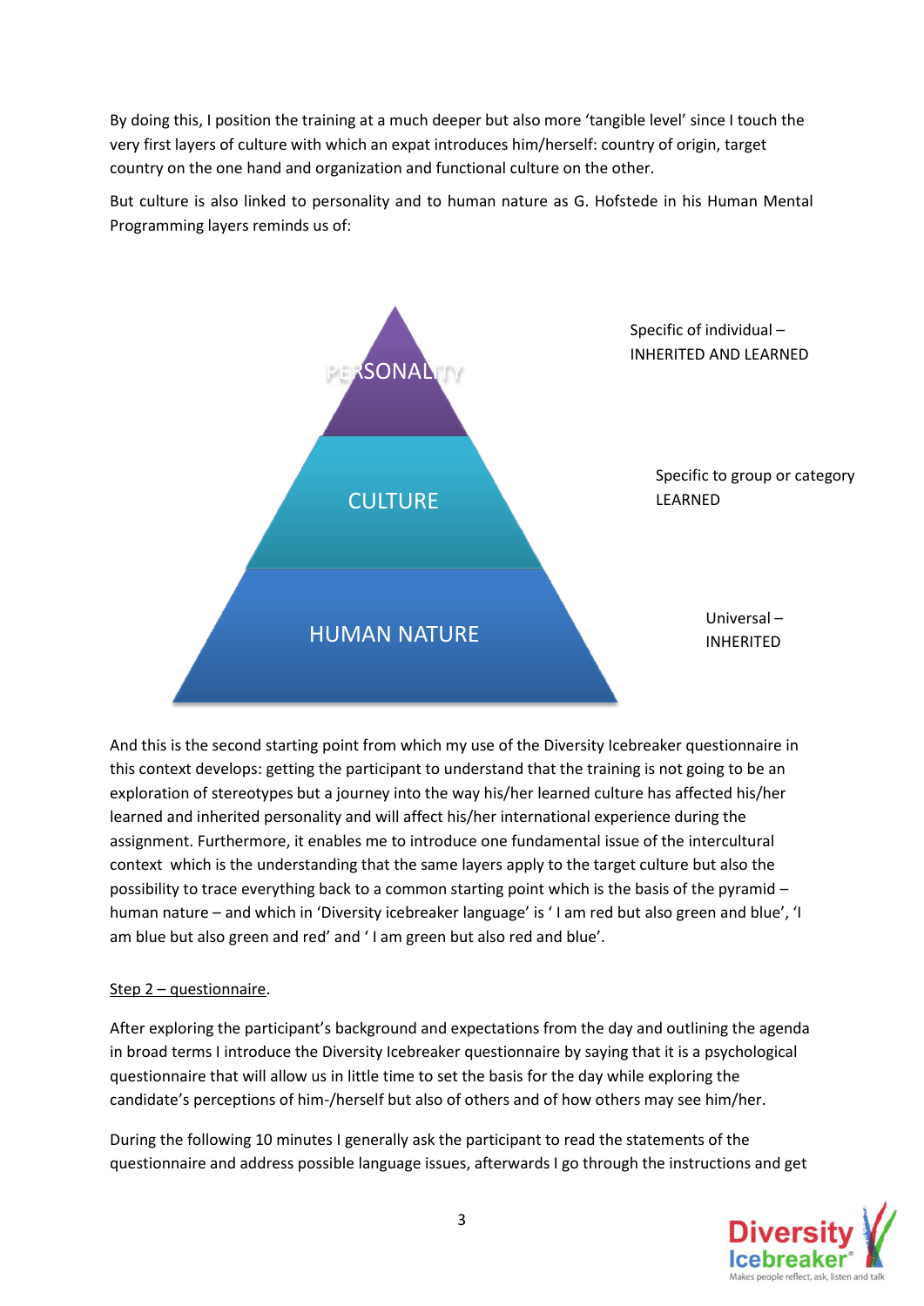By doing this, I position the training at a much deeper but also more 'tangible level' since I touch the very first layers of culture with which an expat introduces him/herself: country of origin, target country on the one hand and organization and functional culture on the other.

But culture is also linked to personality and to human nature as G. Hofstede in his Human Mental Programming layers reminds us of:

| Layer | Description |
| --- | --- |
| PERSONALITY | Specific of individual – INHERITED AND LEARNED |
| CULTURE | Specific to group or category LEARNED |
| HUMAN NATURE | Universal – INHERITED |

And this is the second starting point from which my use of the Diversity Icebreaker questionnaire in this context develops: getting the participant to understand that the training is not going to be an exploration of stereotypes but a journey into the way his/her learned culture has affected his/her learned and inherited personality and will affect his/her international experience during the assignment. Furthermore, it enables me to introduce one fundamental issue of the intercultural context which is the understanding that the same layers apply to the target culture but also the possibility to trace everything back to a common starting point which is the basis of the pyramid – human nature – and which in 'Diversity icebreaker language' is ' I am red but also green and blue', 'I am blue but also green and red' and ' I am green but also red and blue'.

<u>Step 2 – questionnaire</u>.

After exploring the participant's background and expectations from the day and outlining the agenda in broad terms I introduce the Diversity Icebreaker questionnaire by saying that it is a psychological questionnaire that will allow us in little time to set the basis for the day while exploring the candidate's perceptions of him-/herself but also of others and of how others may see him/her.

During the following 10 minutes I generally ask the participant to read the statements of the questionnaire and address possible language issues, afterwards I go through the instructions and get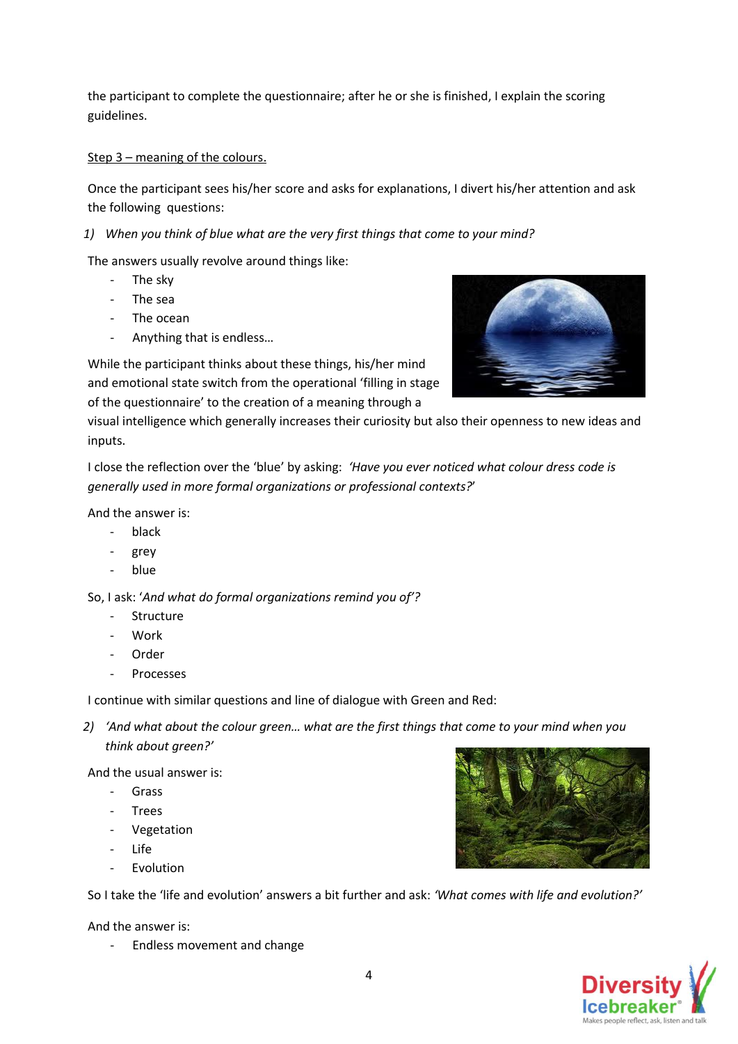the participant to complete the questionnaire; after he or she is finished, I explain the scoring guidelines.

<u>Step 3 – meaning of the colours.</u>

Once the participant sees his/her score and asks for explanations, I divert his/her attention and ask the following questions:

1) *When you think of blue what are the very first things that come to your mind?*

The answers usually revolve around things like:

- The sky
- The sea
- The ocean
- Anything that is endless…

While the participant thinks about these things, his/her mind and emotional state switch from the operational 'filling in stage of the questionnaire' to the creation of a meaning through a visual intelligence which generally increases their curiosity but also their openness to new ideas and inputs.

I close the reflection over the 'blue' by asking: *'Have you ever noticed what colour dress code is generally used in more formal organizations or professional contexts?'*

And the answer is:

- black
- grey
- blue

So, I ask: '*And what do formal organizations remind you of'?*

- Structure
- Work
- Order
- Processes

I continue with similar questions and line of dialogue with Green and Red:

2) *'And what about the colour green… what are the first things that come to your mind when you think about green?'*

And the usual answer is:

- Grass
- Trees
- Vegetation
- Life
- Evolution

So I take the 'life and evolution' answers a bit further and ask: *'What comes with life and evolution?'*

And the answer is:

- Endless movement and change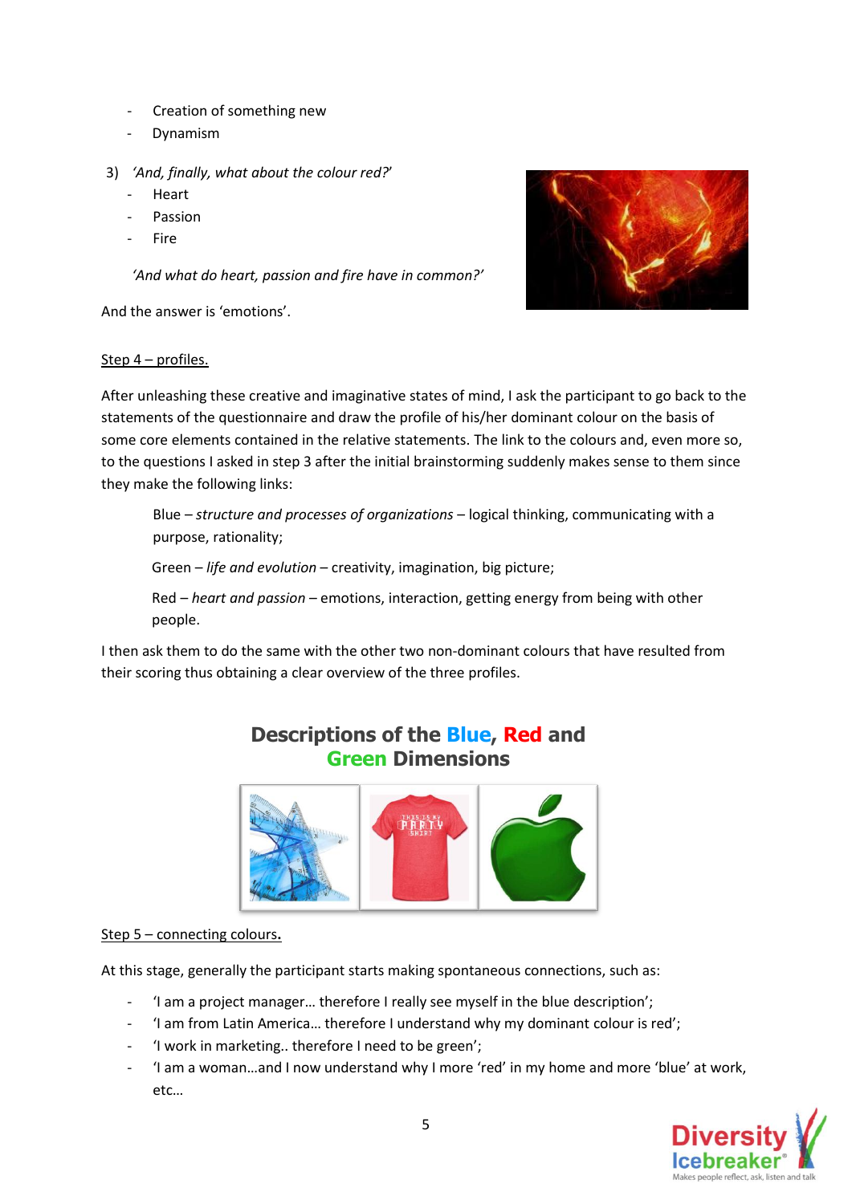- Creation of something new
- Dynamism

3) *'And, finally, what about the colour red?'*
   - Heart
   - Passion
   - Fire

   *'And what do heart, passion and fire have in common?'*

And the answer is 'emotions'.

Step 4 – profiles.

After unleashing these creative and imaginative states of mind, I ask the participant to go back to the statements of the questionnaire and draw the profile of his/her dominant colour on the basis of some core elements contained in the relative statements. The link to the colours and, even more so, to the questions I asked in step 3 after the initial brainstorming suddenly makes sense to them since they make the following links:

> Blue – *structure and processes of organizations* – logical thinking, communicating with a purpose, rationality;
>
> Green – *life and evolution* – creativity, imagination, big picture;
>
> Red – *heart and passion* – emotions, interaction, getting energy from being with other people.

I then ask them to do the same with the other two non-dominant colours that have resulted from their scoring thus obtaining a clear overview of the three profiles.

## Descriptions of the Blue, Red and Green Dimensions

Step 5 – connecting colours**.**

At this stage, generally the participant starts making spontaneous connections, such as:

- 'I am a project manager… therefore I really see myself in the blue description';
- 'I am from Latin America… therefore I understand why my dominant colour is red';
- 'I work in marketing.. therefore I need to be green';
- 'I am a woman…and I now understand why I more 'red' in my home and more 'blue' at work, etc…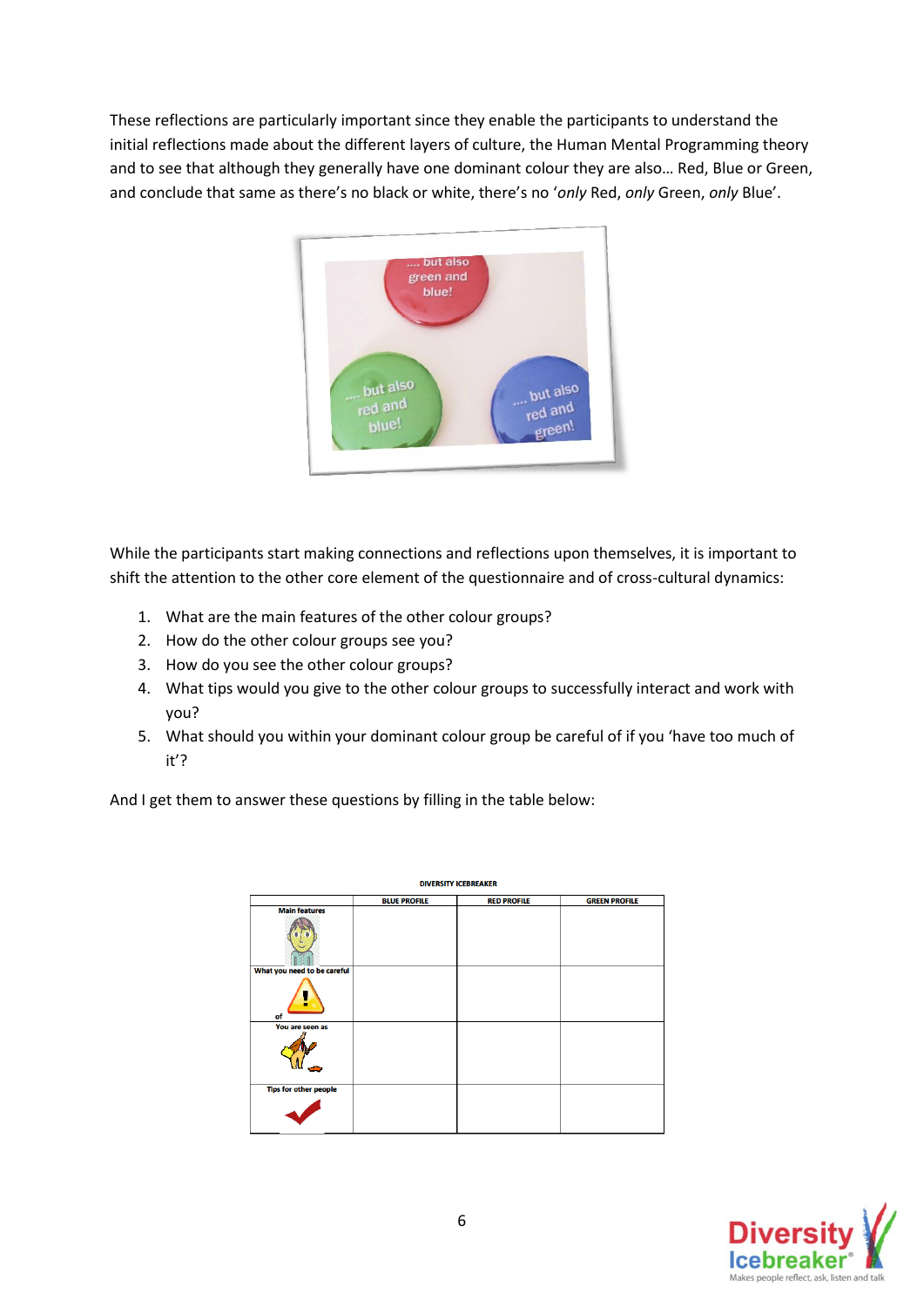These reflections are particularly important since they enable the participants to understand the initial reflections made about the different layers of culture, the Human Mental Programming theory and to see that although they generally have one dominant colour they are also… Red, Blue or Green, and conclude that same as there's no black or white, there's no '*only* Red, *only* Green, *only* Blue'.

While the participants start making connections and reflections upon themselves, it is important to shift the attention to the other core element of the questionnaire and of cross-cultural dynamics:

1. What are the main features of the other colour groups?
2. How do the other colour groups see you?
3. How do you see the other colour groups?
4. What tips would you give to the other colour groups to successfully interact and work with you?
5. What should you within your dominant colour group be careful of if you 'have too much of it'?

And I get them to answer these questions by filling in the table below:

**DIVERSITY ICEBREAKER**

| | BLUE PROFILE | RED PROFILE | GREEN PROFILE |
|---|---|---|---|
| Main features | | | |
| What you need to be careful of | | | |
| You are seen as | | | |
| Tips for other people | | | |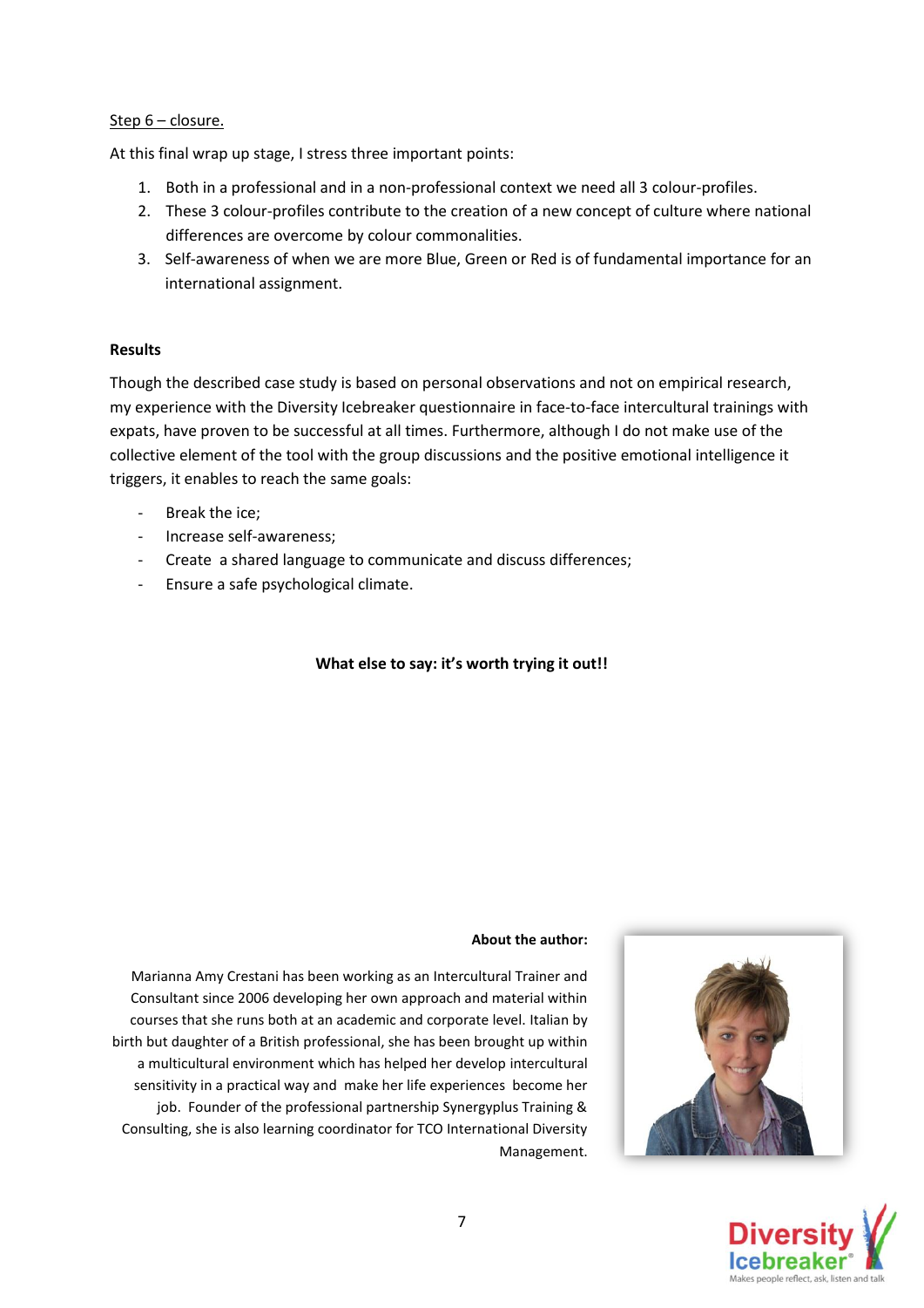Step 6 – closure.

At this final wrap up stage, I stress three important points:

1. Both in a professional and in a non-professional context we need all 3 colour-profiles.
2. These 3 colour-profiles contribute to the creation of a new concept of culture where national differences are overcome by colour commonalities.
3. Self-awareness of when we are more Blue, Green or Red is of fundamental importance for an international assignment.

**Results**

Though the described case study is based on personal observations and not on empirical research, my experience with the Diversity Icebreaker questionnaire in face-to-face intercultural trainings with expats, have proven to be successful at all times. Furthermore, although I do not make use of the collective element of the tool with the group discussions and the positive emotional intelligence it triggers, it enables to reach the same goals:

- Break the ice;
- Increase self-awareness;
- Create a shared language to communicate and discuss differences;
- Ensure a safe psychological climate.

**What else to say: it's worth trying it out!!**

**About the author:**

Marianna Amy Crestani has been working as an Intercultural Trainer and Consultant since 2006 developing her own approach and material within courses that she runs both at an academic and corporate level. Italian by birth but daughter of a British professional, she has been brought up within a multicultural environment which has helped her develop intercultural sensitivity in a practical way and make her life experiences become her job. Founder of the professional partnership Synergyplus Training & Consulting, she is also learning coordinator for TCO International Diversity Management.